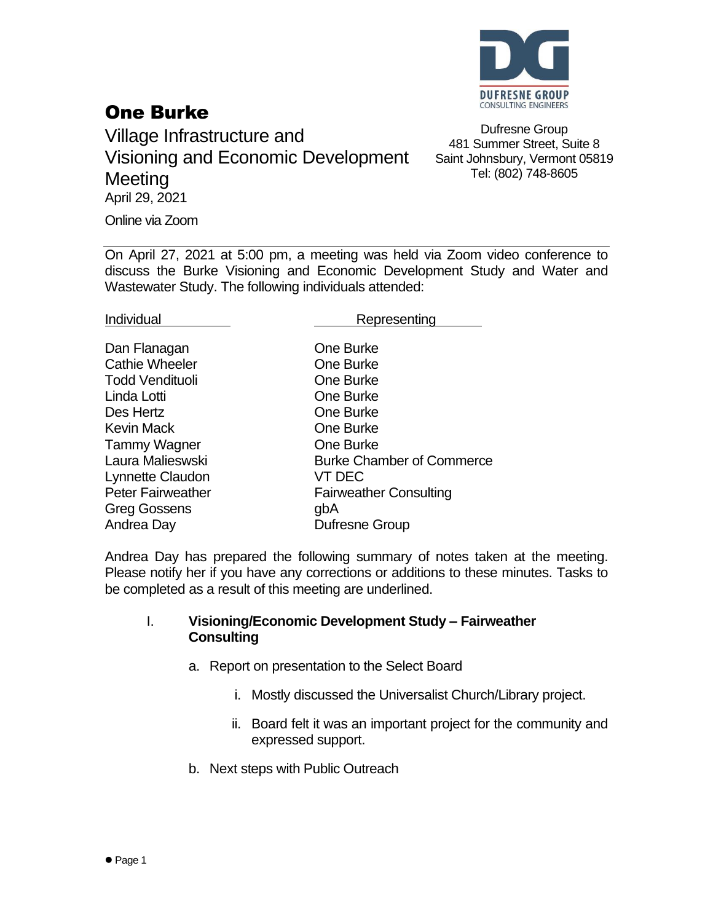# One Burke

## Village Infrastructure and Visioning and Economic Development Meeting

April 29, 2021

Online via Zoom

DUFRESNE GROUP
CONSULTING ENGINEERS

Dufresne Group
481 Summer Street, Suite 8
Saint Johnsbury, Vermont 05819
Tel: (802) 748-8605

---

On April 27, 2021 at 5:00 pm, a meeting was held via Zoom video conference to discuss the Burke Visioning and Economic Development Study and Water and Wastewater Study. The following individuals attended:

| Individual | Representing |
|---|---|
| Dan Flanagan | One Burke |
| Cathie Wheeler | One Burke |
| Todd Vendituoli | One Burke |
| Linda Lotti | One Burke |
| Des Hertz | One Burke |
| Kevin Mack | One Burke |
| Tammy Wagner | One Burke |
| Laura Malieswski | Burke Chamber of Commerce |
| Lynnette Claudon | VT DEC |
| Peter Fairweather | Fairweather Consulting |
| Greg Gossens | gbA |
| Andrea Day | Dufresne Group |

Andrea Day has prepared the following summary of notes taken at the meeting. Please notify her if you have any corrections or additions to these minutes. Tasks to be completed as a result of this meeting are underlined.

I. **Visioning/Economic Development Study – Fairweather Consulting**

   a. Report on presentation to the Select Board

      i. Mostly discussed the Universalist Church/Library project.

      ii. Board felt it was an important project for the community and expressed support.

   b. Next steps with Public Outreach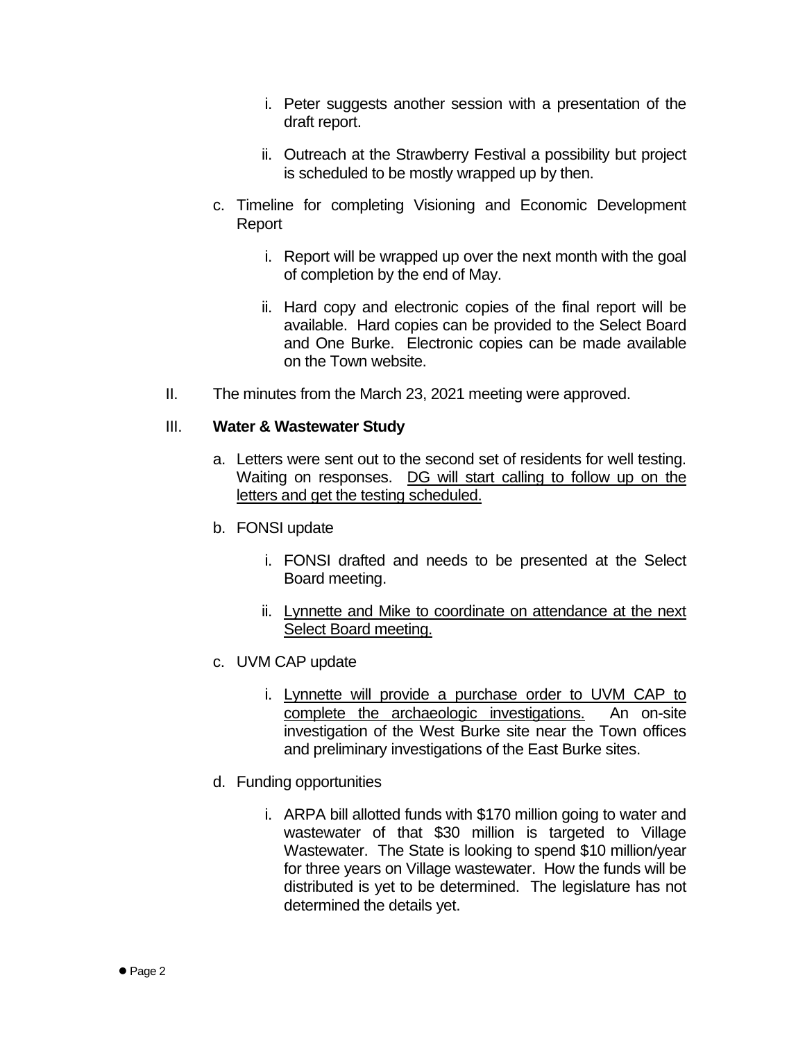i. Peter suggests another session with a presentation of the draft report.

   ii. Outreach at the Strawberry Festival a possibility but project is scheduled to be mostly wrapped up by then.

c. Timeline for completing Visioning and Economic Development Report

   i. Report will be wrapped up over the next month with the goal of completion by the end of May.

   ii. Hard copy and electronic copies of the final report will be available. Hard copies can be provided to the Select Board and One Burke. Electronic copies can be made available on the Town website.

II. The minutes from the March 23, 2021 meeting were approved.

III. **Water & Wastewater Study**

a. Letters were sent out to the second set of residents for well testing. Waiting on responses. <u>DG will start calling to follow up on the letters and get the testing scheduled.</u>

b. FONSI update

   i. FONSI drafted and needs to be presented at the Select Board meeting.

   ii. <u>Lynnette and Mike to coordinate on attendance at the next Select Board meeting.</u>

c. UVM CAP update

   i. <u>Lynnette will provide a purchase order to UVM CAP to complete the archaeologic investigations.</u> An on-site investigation of the West Burke site near the Town offices and preliminary investigations of the East Burke sites.

d. Funding opportunities

   i. ARPA bill allotted funds with $170 million going to water and wastewater of that $30 million is targeted to Village Wastewater. The State is looking to spend $10 million/year for three years on Village wastewater. How the funds will be distributed is yet to be determined. The legislature has not determined the details yet.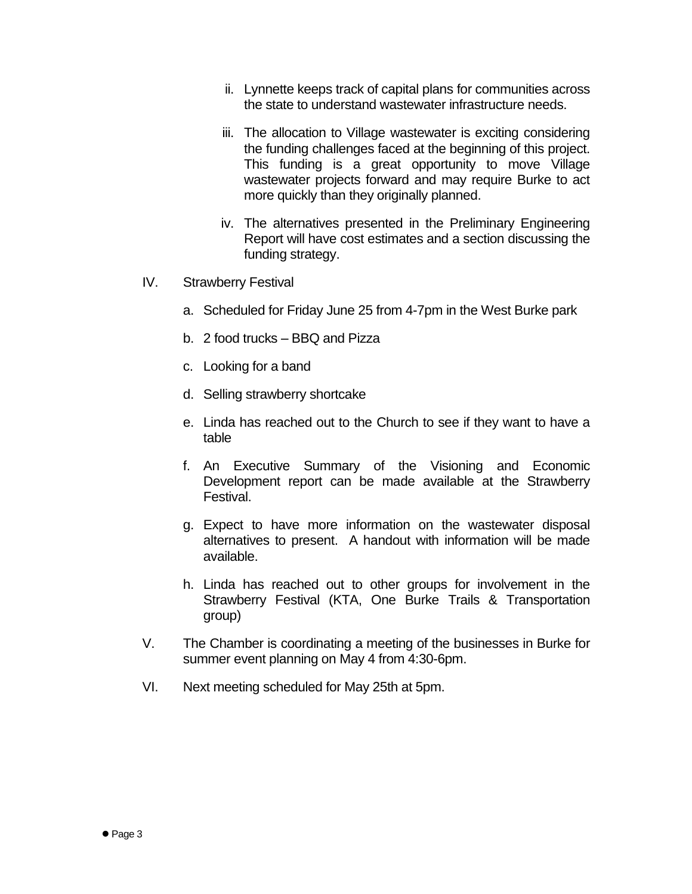ii. Lynnette keeps track of capital plans for communities across the state to understand wastewater infrastructure needs.

iii. The allocation to Village wastewater is exciting considering the funding challenges faced at the beginning of this project. This funding is a great opportunity to move Village wastewater projects forward and may require Burke to act more quickly than they originally planned.

iv. The alternatives presented in the Preliminary Engineering Report will have cost estimates and a section discussing the funding strategy.

IV. Strawberry Festival

a. Scheduled for Friday June 25 from 4-7pm in the West Burke park

b. 2 food trucks – BBQ and Pizza

c. Looking for a band

d. Selling strawberry shortcake

e. Linda has reached out to the Church to see if they want to have a table

f. An Executive Summary of the Visioning and Economic Development report can be made available at the Strawberry Festival.

g. Expect to have more information on the wastewater disposal alternatives to present. A handout with information will be made available.

h. Linda has reached out to other groups for involvement in the Strawberry Festival (KTA, One Burke Trails & Transportation group)

V. The Chamber is coordinating a meeting of the businesses in Burke for summer event planning on May 4 from 4:30-6pm.

VI. Next meeting scheduled for May 25th at 5pm.